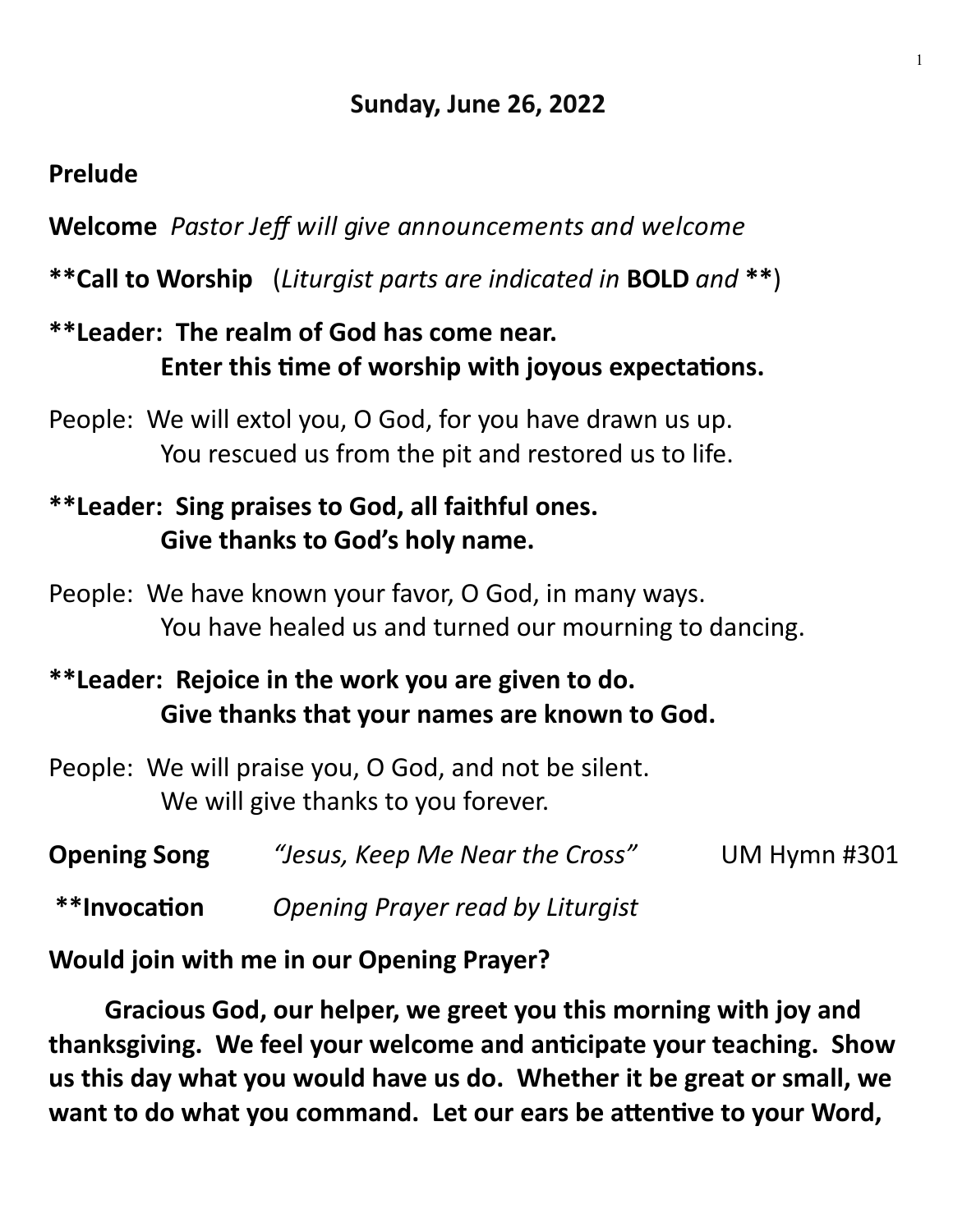**Sunday, June 26, 2022**

**Prelude**

**Welcome** *Pastor Jeff will give announcements and welcome*

**\*\*Call to Worship** (*Liturgist parts are indicated in* **BOLD** *and* **\*\***)

**\*\*Leader: The realm of God has come near.
Enter this time of worship with joyous expectations.**

People: We will extol you, O God, for you have drawn us up.
You rescued us from the pit and restored us to life.

**\*\*Leader: Sing praises to God, all faithful ones.
Give thanks to God's holy name.**

People: We have known your favor, O God, in many ways.
You have healed us and turned our mourning to dancing.

**\*\*Leader: Rejoice in the work you are given to do.
Give thanks that your names are known to God.**

People: We will praise you, O God, and not be silent.
We will give thanks to you forever.

**Opening Song** *"Jesus, Keep Me Near the Cross"* UM Hymn #301

**\*\*Invocation** *Opening Prayer read by Liturgist*

**Would join with me in our Opening Prayer?**

**Gracious God, our helper, we greet you this morning with joy and thanksgiving. We feel your welcome and anticipate your teaching. Show us this day what you would have us do. Whether it be great or small, we want to do what you command. Let our ears be attentive to your Word,**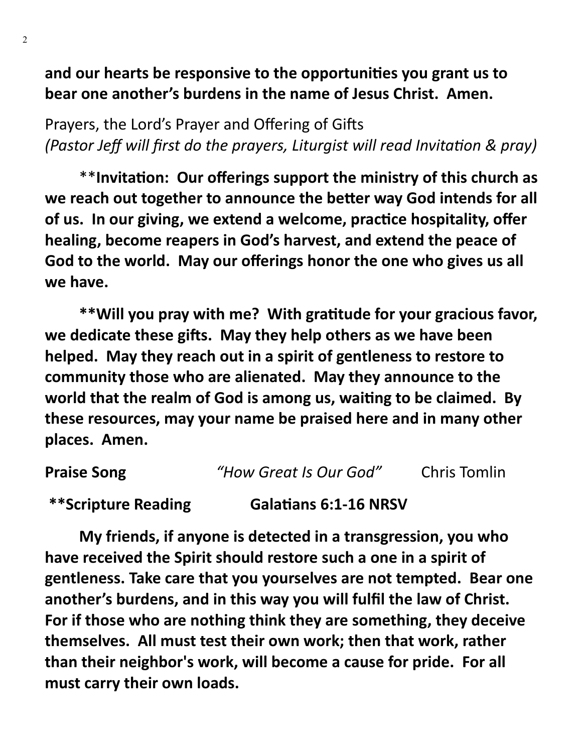**and our hearts be responsive to the opportunities you grant us to bear one another's burdens in the name of Jesus Christ. Amen.**

Prayers, the Lord's Prayer and Offering of Gifts
*(Pastor Jeff will first do the prayers, Liturgist will read Invitation & pray)*

\*\***Invitation: Our offerings support the ministry of this church as we reach out together to announce the better way God intends for all of us. In our giving, we extend a welcome, practice hospitality, offer healing, become reapers in God's harvest, and extend the peace of God to the world. May our offerings honor the one who gives us all we have.**

**\*\*Will you pray with me? With gratitude for your gracious favor, we dedicate these gifts. May they help others as we have been helped. May they reach out in a spirit of gentleness to restore to community those who are alienated. May they announce to the world that the realm of God is among us, waiting to be claimed. By these resources, may your name be praised here and in many other places. Amen.**

**Praise Song** *"How Great Is Our God"* Chris Tomlin

**\*\*Scripture Reading Galatians 6:1-16 NRSV**

**My friends, if anyone is detected in a transgression, you who have received the Spirit should restore such a one in a spirit of gentleness. Take care that you yourselves are not tempted. Bear one another's burdens, and in this way you will fulfil the law of Christ. For if those who are nothing think they are something, they deceive themselves. All must test their own work; then that work, rather than their neighbor's work, will become a cause for pride. For all must carry their own loads.**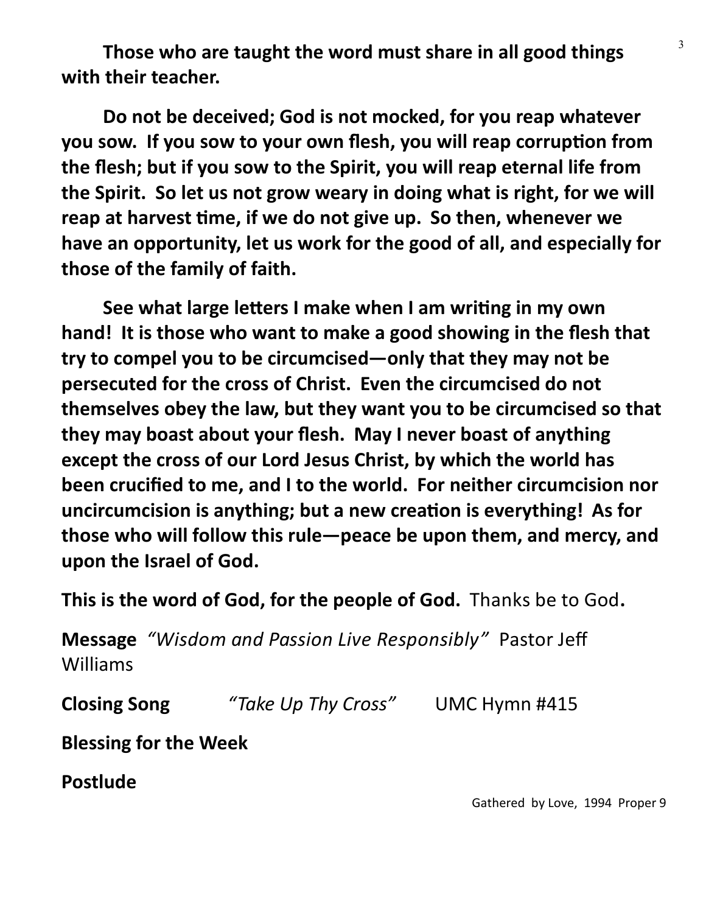**Those who are taught the word must share in all good things with their teacher.**

**Do not be deceived; God is not mocked, for you reap whatever you sow. If you sow to your own flesh, you will reap corruption from the flesh; but if you sow to the Spirit, you will reap eternal life from the Spirit. So let us not grow weary in doing what is right, for we will reap at harvest time, if we do not give up. So then, whenever we have an opportunity, let us work for the good of all, and especially for those of the family of faith.**

**See what large letters I make when I am writing in my own hand! It is those who want to make a good showing in the flesh that try to compel you to be circumcised—only that they may not be persecuted for the cross of Christ. Even the circumcised do not themselves obey the law, but they want you to be circumcised so that they may boast about your flesh. May I never boast of anything except the cross of our Lord Jesus Christ, by which the world has been crucified to me, and I to the world. For neither circumcision nor uncircumcision is anything; but a new creation is everything! As for those who will follow this rule—peace be upon them, and mercy, and upon the Israel of God.**

**This is the word of God, for the people of God.** Thanks be to God**.**

**Message** *"Wisdom and Passion Live Responsibly"* Pastor Jeff Williams

**Closing Song** *"Take Up Thy Cross"* UMC Hymn #415

**Blessing for the Week**

**Postlude**

Gathered by Love, 1994 Proper 9